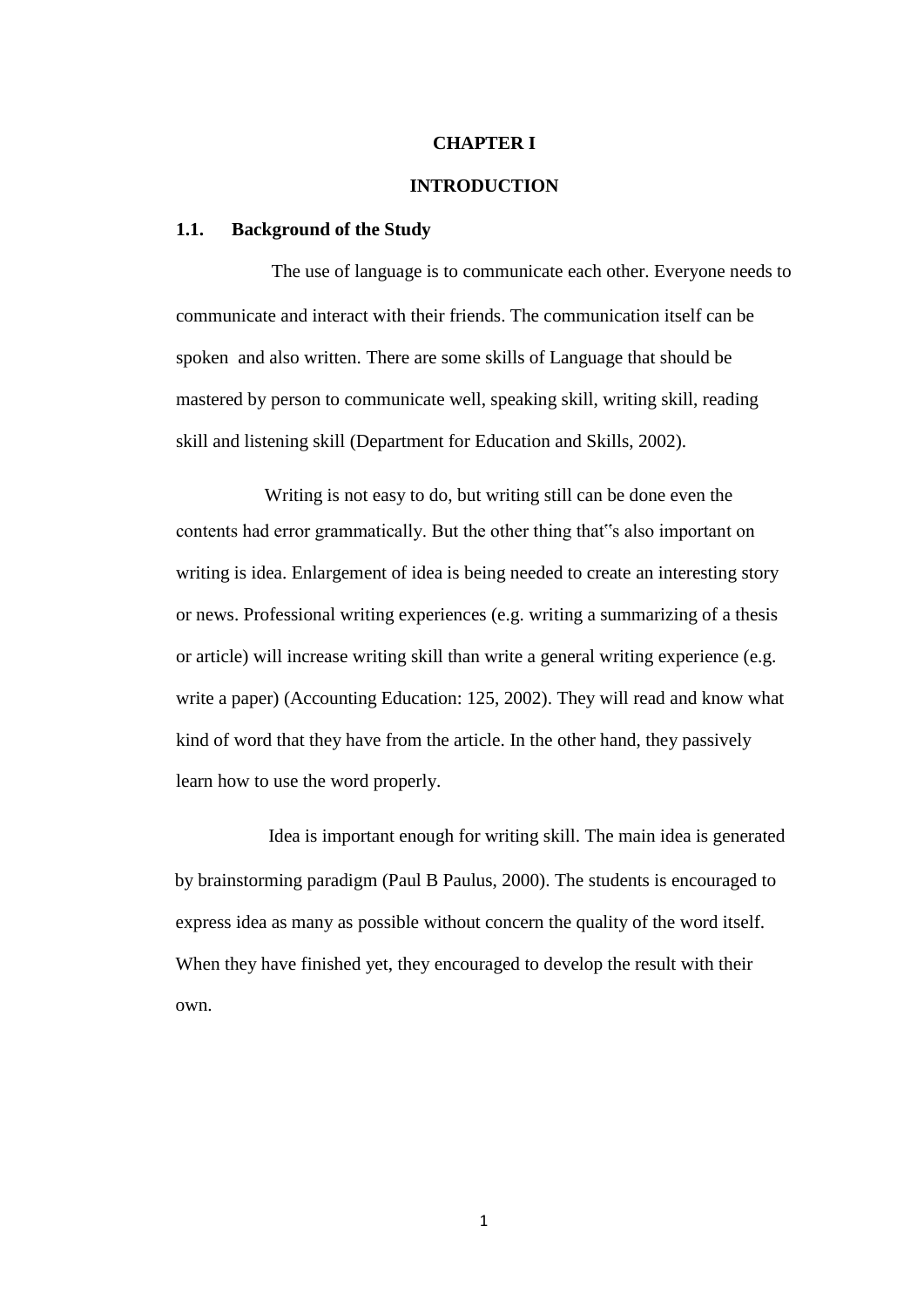# CHAPTER I

# INTRODUCTION

## 1.1. Background of the Study

The use of language is to communicate each other. Everyone needs to communicate and interact with their friends. The communication itself can be spoken and also written. There are some skills of Language that should be mastered by person to communicate well, speaking skill, writing skill, reading skill and listening skill (Department for Education and Skills, 2002).

Writing is not easy to do, but writing still can be done even the contents had error grammatically. But the other thing that"s also important on writing is idea. Enlargement of idea is being needed to create an interesting story or news. Professional writing experiences (e.g. writing a summarizing of a thesis or article) will increase writing skill than write a general writing experience (e.g. write a paper) (Accounting Education: 125, 2002). They will read and know what kind of word that they have from the article. In the other hand, they passively learn how to use the word properly.

Idea is important enough for writing skill. The main idea is generated by brainstorming paradigm (Paul B Paulus, 2000). The students is encouraged to express idea as many as possible without concern the quality of the word itself. When they have finished yet, they encouraged to develop the result with their own.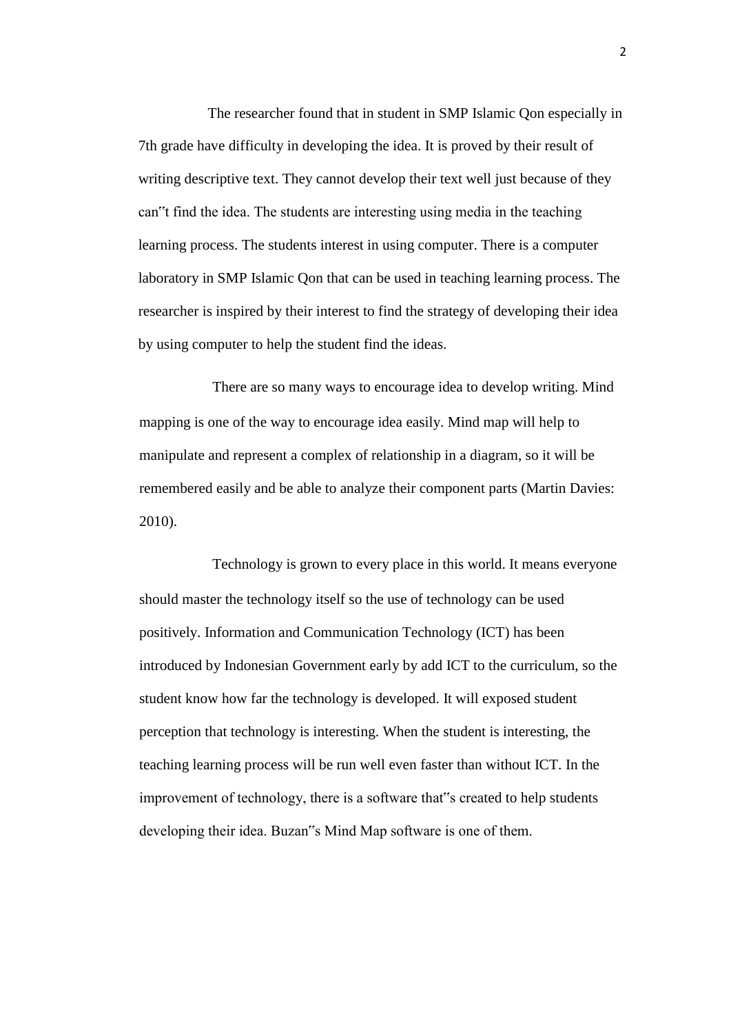The researcher found that in student in SMP Islamic Qon especially in 7th grade have difficulty in developing the idea. It is proved by their result of writing descriptive text. They cannot develop their text well just because of they can"t find the idea. The students are interesting using media in the teaching learning process. The students interest in using computer. There is a computer laboratory in SMP Islamic Qon that can be used in teaching learning process. The researcher is inspired by their interest to find the strategy of developing their idea by using computer to help the student find the ideas.

There are so many ways to encourage idea to develop writing. Mind mapping is one of the way to encourage idea easily. Mind map will help to manipulate and represent a complex of relationship in a diagram, so it will be remembered easily and be able to analyze their component parts (Martin Davies: 2010).

Technology is grown to every place in this world. It means everyone should master the technology itself so the use of technology can be used positively. Information and Communication Technology (ICT) has been introduced by Indonesian Government early by add ICT to the curriculum, so the student know how far the technology is developed. It will exposed student perception that technology is interesting. When the student is interesting, the teaching learning process will be run well even faster than without ICT. In the improvement of technology, there is a software that"s created to help students developing their idea. Buzan"s Mind Map software is one of them.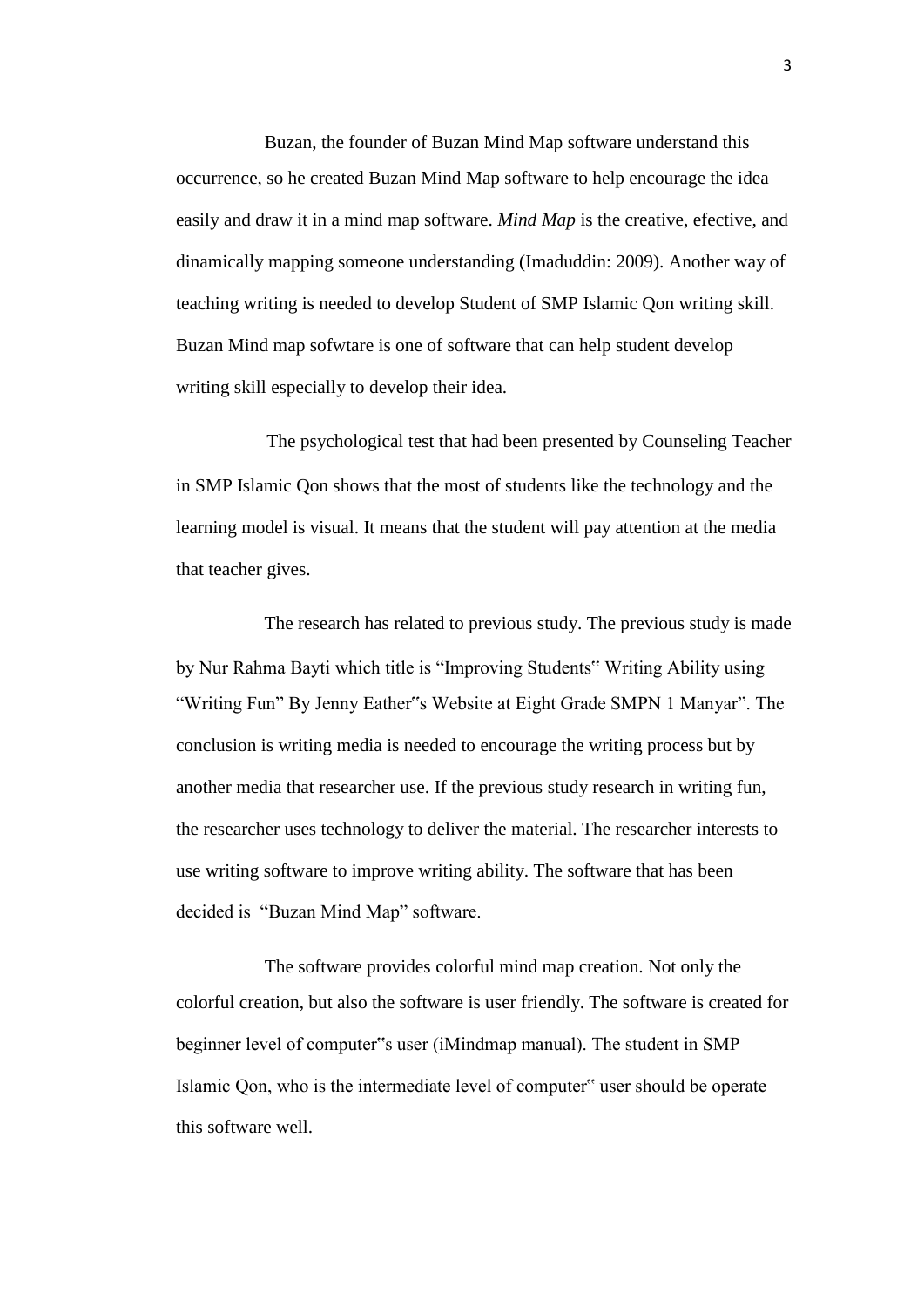Buzan, the founder of Buzan Mind Map software understand this occurrence, so he created Buzan Mind Map software to help encourage the idea easily and draw it in a mind map software. *Mind Map* is the creative, efective, and dinamically mapping someone understanding (Imaduddin: 2009). Another way of teaching writing is needed to develop Student of SMP Islamic Qon writing skill. Buzan Mind map sofwtare is one of software that can help student develop writing skill especially to develop their idea.

The psychological test that had been presented by Counseling Teacher in SMP Islamic Qon shows that the most of students like the technology and the learning model is visual. It means that the student will pay attention at the media that teacher gives.

The research has related to previous study. The previous study is made by Nur Rahma Bayti which title is "Improving Students‟ Writing Ability using "Writing Fun" By Jenny Eather‟s Website at Eight Grade SMPN 1 Manyar". The conclusion is writing media is needed to encourage the writing process but by another media that researcher use. If the previous study research in writing fun, the researcher uses technology to deliver the material. The researcher interests to use writing software to improve writing ability. The software that has been decided is "Buzan Mind Map" software.

The software provides colorful mind map creation. Not only the colorful creation, but also the software is user friendly. The software is created for beginner level of computer‟s user (iMindmap manual). The student in SMP Islamic Qon, who is the intermediate level of computer‟ user should be operate this software well.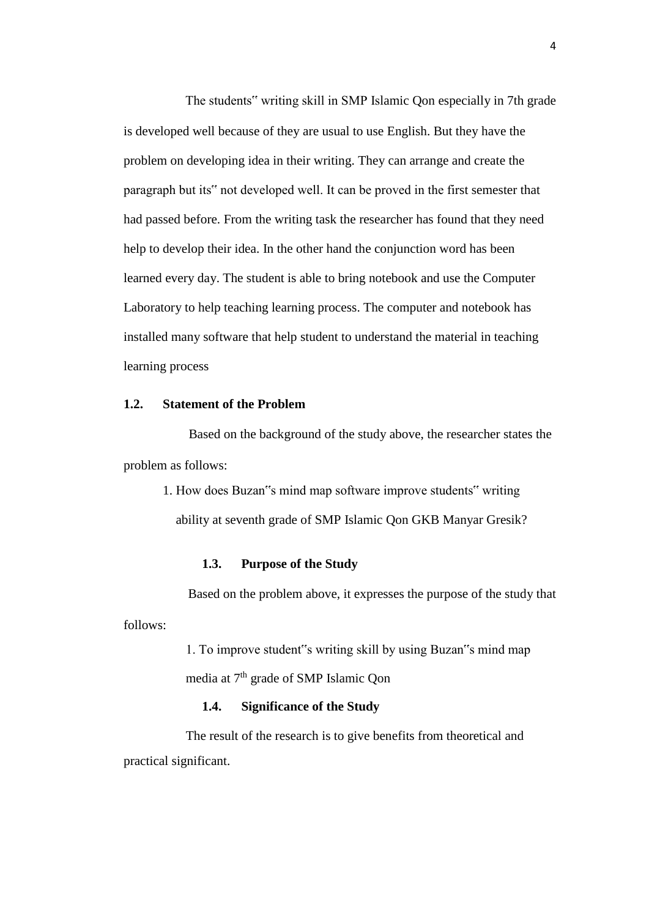The students" writing skill in SMP Islamic Qon especially in 7th grade is developed well because of they are usual to use English. But they have the problem on developing idea in their writing. They can arrange and create the paragraph but its" not developed well. It can be proved in the first semester that had passed before. From the writing task the researcher has found that they need help to develop their idea. In the other hand the conjunction word has been learned every day. The student is able to bring notebook and use the Computer Laboratory to help teaching learning process. The computer and notebook has installed many software that help student to understand the material in teaching learning process

## 1.2. Statement of the Problem

Based on the background of the study above, the researcher states the problem as follows:

1. How does Buzan"s mind map software improve students" writing ability at seventh grade of SMP Islamic Qon GKB Manyar Gresik?

## 1.3. Purpose of the Study

Based on the problem above, it expresses the purpose of the study that follows:

1. To improve student"s writing skill by using Buzan"s mind map media at 7th grade of SMP Islamic Qon

## 1.4. Significance of the Study

The result of the research is to give benefits from theoretical and practical significant.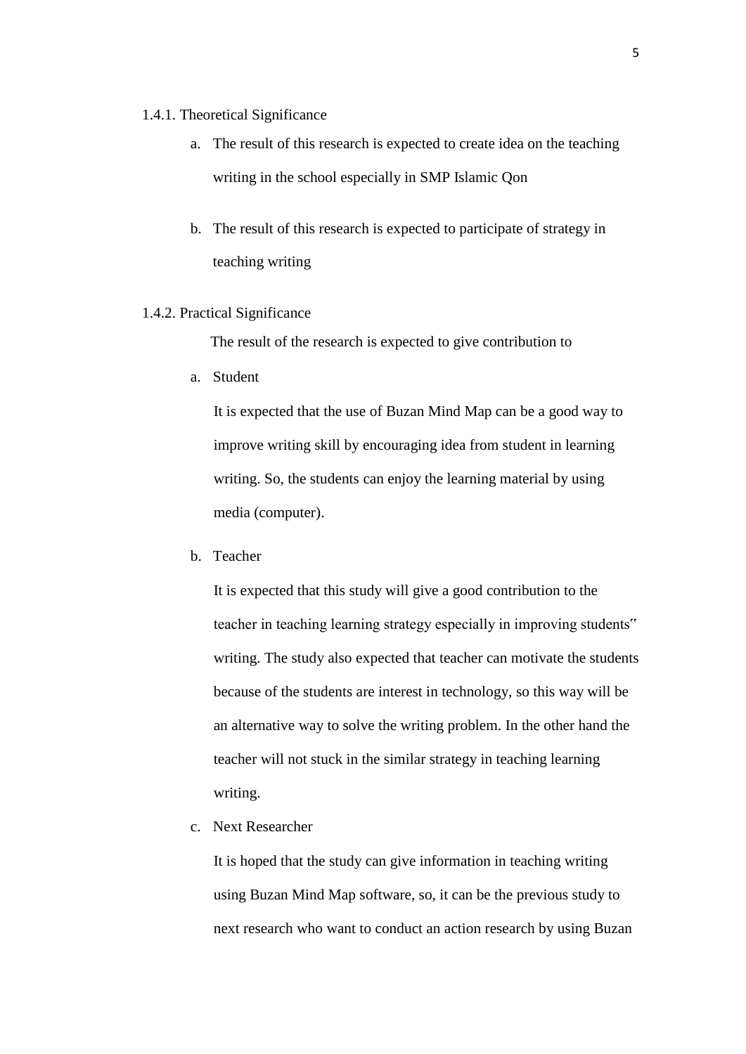#### 1.4.1. Theoretical Significance

a. The result of this research is expected to create idea on the teaching writing in the school especially in SMP Islamic Qon

b. The result of this research is expected to participate of strategy in teaching writing

#### 1.4.2. Practical Significance

The result of the research is expected to give contribution to

a. Student

   It is expected that the use of Buzan Mind Map can be a good way to improve writing skill by encouraging idea from student in learning writing. So, the students can enjoy the learning material by using media (computer).

b. Teacher

   It is expected that this study will give a good contribution to the teacher in teaching learning strategy especially in improving students" writing. The study also expected that teacher can motivate the students because of the students are interest in technology, so this way will be an alternative way to solve the writing problem. In the other hand the teacher will not stuck in the similar strategy in teaching learning writing.

c. Next Researcher

   It is hoped that the study can give information in teaching writing using Buzan Mind Map software, so, it can be the previous study to next research who want to conduct an action research by using Buzan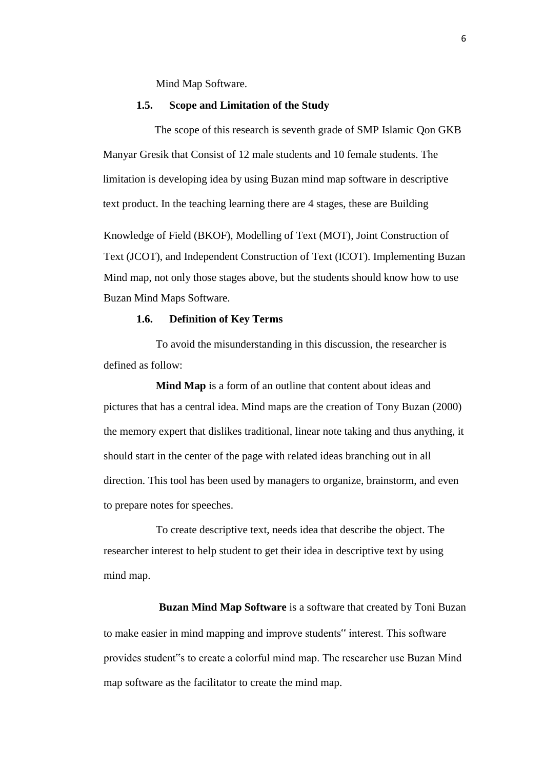Mind Map Software.

### 1.5. Scope and Limitation of the Study

The scope of this research is seventh grade of SMP Islamic Qon GKB Manyar Gresik that Consist of 12 male students and 10 female students. The limitation is developing idea by using Buzan mind map software in descriptive text product. In the teaching learning there are 4 stages, these are Building Knowledge of Field (BKOF), Modelling of Text (MOT), Joint Construction of Text (JCOT), and Independent Construction of Text (ICOT). Implementing Buzan Mind map, not only those stages above, but the students should know how to use Buzan Mind Maps Software.

### 1.6. Definition of Key Terms

To avoid the misunderstanding in this discussion, the researcher is defined as follow:

**Mind Map** is a form of an outline that content about ideas and pictures that has a central idea. Mind maps are the creation of Tony Buzan (2000) the memory expert that dislikes traditional, linear note taking and thus anything, it should start in the center of the page with related ideas branching out in all direction. This tool has been used by managers to organize, brainstorm, and even to prepare notes for speeches.

To create descriptive text, needs idea that describe the object. The researcher interest to help student to get their idea in descriptive text by using mind map.

**Buzan Mind Map Software** is a software that created by Toni Buzan to make easier in mind mapping and improve students‟ interest. This software provides student‟s to create a colorful mind map. The researcher use Buzan Mind map software as the facilitator to create the mind map.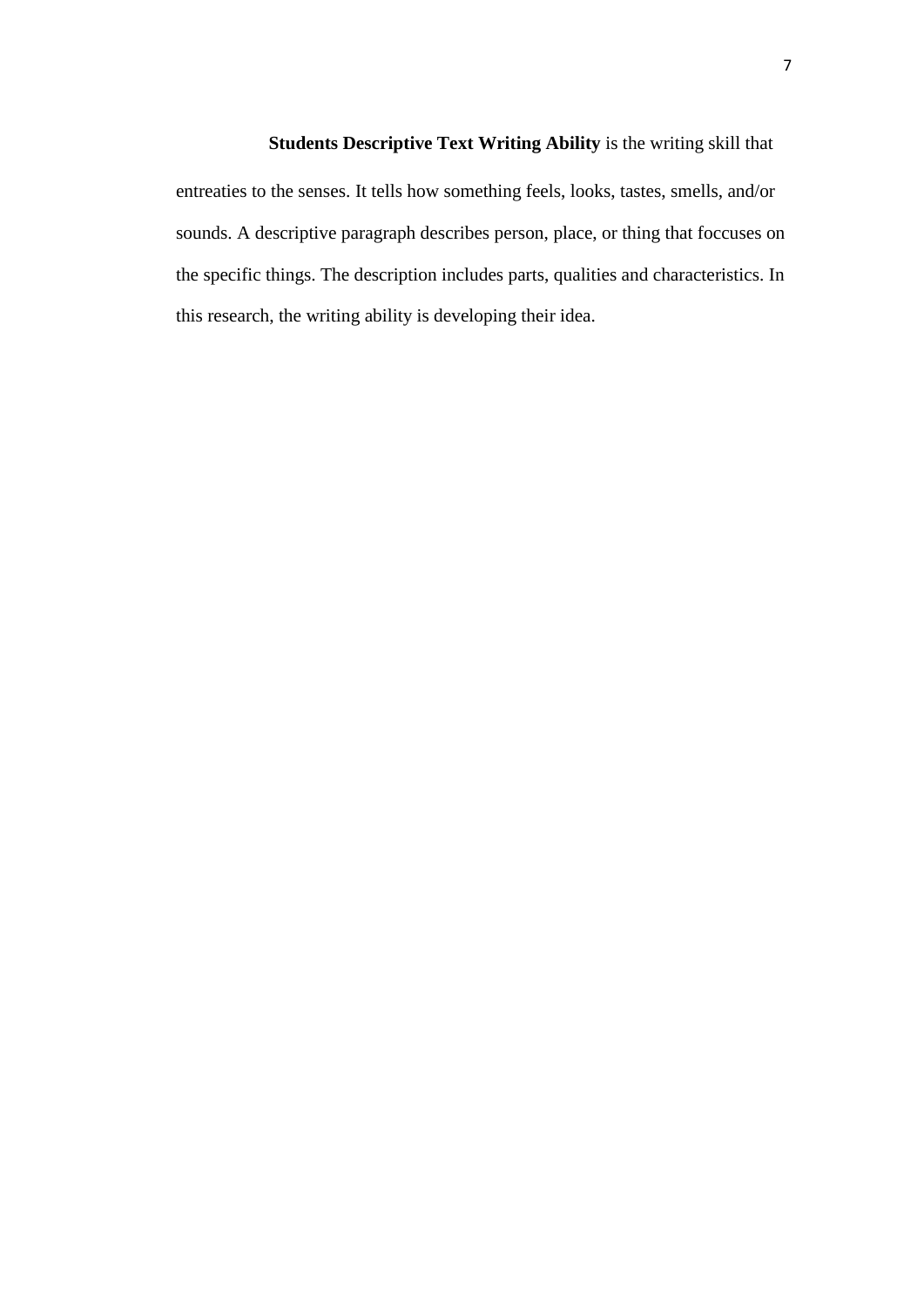**Students Descriptive Text Writing Ability** is the writing skill that entreaties to the senses. It tells how something feels, looks, tastes, smells, and/or sounds. A descriptive paragraph describes person, place, or thing that foccuses on the specific things. The description includes parts, qualities and characteristics. In this research, the writing ability is developing their idea.